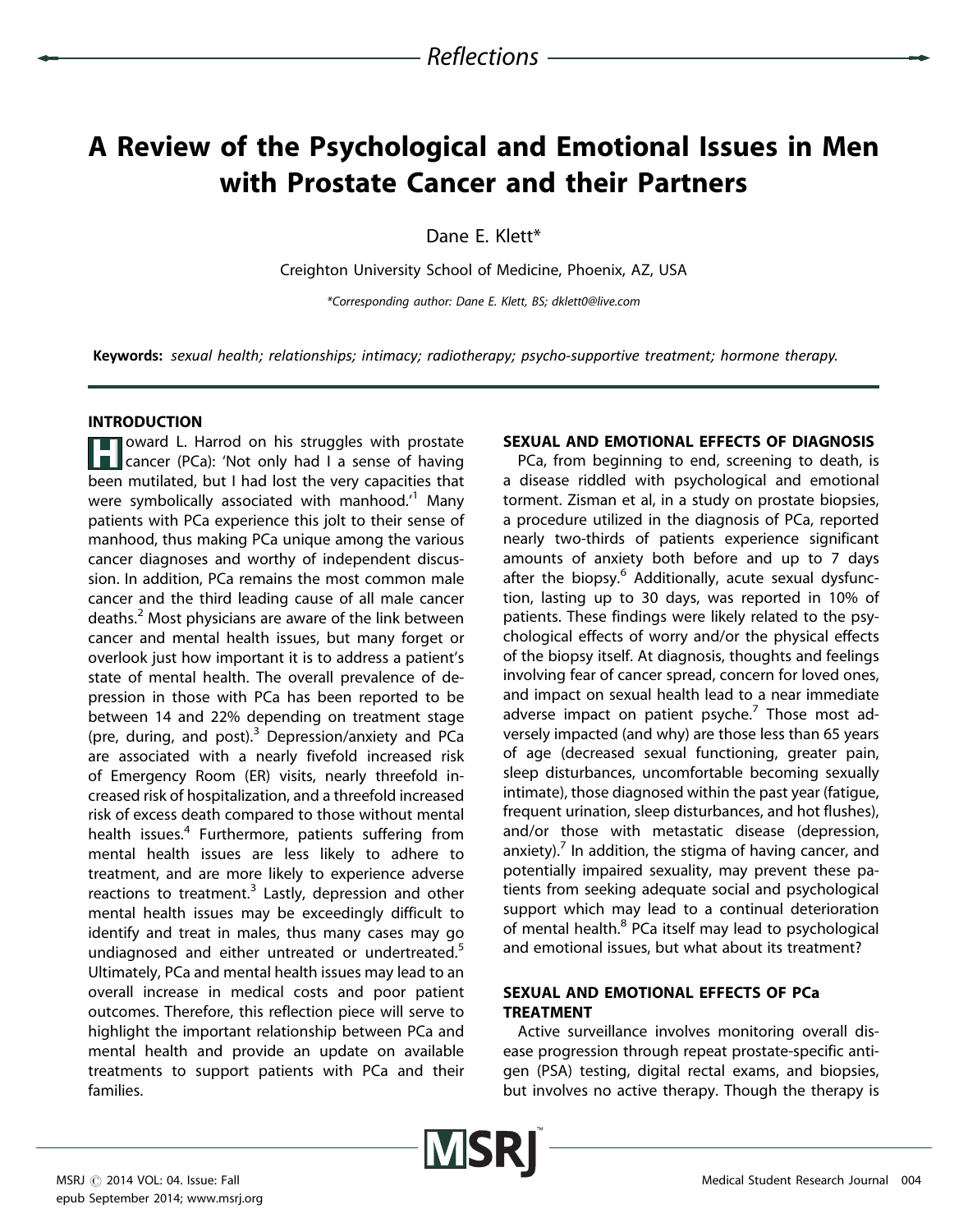# A Review of the Psychological and Emotional Issues in Men with Prostate Cancer and their Partners

Dane E. Klett*

Creighton University School of Medicine, Phoenix, AZ, USA

*Corresponding author: Dane E. Klett, BS; dklett0@live.com

**Keywords:** *sexual health; relationships; intimacy; radiotherapy; psycho-supportive treatment; hormone therapy.*

## INTRODUCTION

Howard L. Harrod on his struggles with prostate cancer (PCa): 'Not only had I a sense of having been mutilated, but I had lost the very capacities that were symbolically associated with manhood.'[1] Many patients with PCa experience this jolt to their sense of manhood, thus making PCa unique among the various cancer diagnoses and worthy of independent discussion. In addition, PCa remains the most common male cancer and the third leading cause of all male cancer deaths.[2] Most physicians are aware of the link between cancer and mental health issues, but many forget or overlook just how important it is to address a patient's state of mental health. The overall prevalence of depression in those with PCa has been reported to be between 14 and 22% depending on treatment stage (pre, during, and post).[3] Depression/anxiety and PCa are associated with a nearly fivefold increased risk of Emergency Room (ER) visits, nearly threefold increased risk of hospitalization, and a threefold increased risk of excess death compared to those without mental health issues.[4] Furthermore, patients suffering from mental health issues are less likely to adhere to treatment, and are more likely to experience adverse reactions to treatment.[3] Lastly, depression and other mental health issues may be exceedingly difficult to identify and treat in males, thus many cases may go undiagnosed and either untreated or undertreated.[5] Ultimately, PCa and mental health issues may lead to an overall increase in medical costs and poor patient outcomes. Therefore, this reflection piece will serve to highlight the important relationship between PCa and mental health and provide an update on available treatments to support patients with PCa and their families.

## SEXUAL AND EMOTIONAL EFFECTS OF DIAGNOSIS

PCa, from beginning to end, screening to death, is a disease riddled with psychological and emotional torment. Zisman et al, in a study on prostate biopsies, a procedure utilized in the diagnosis of PCa, reported nearly two-thirds of patients experience significant amounts of anxiety both before and up to 7 days after the biopsy.[6] Additionally, acute sexual dysfunction, lasting up to 30 days, was reported in 10% of patients. These findings were likely related to the psychological effects of worry and/or the physical effects of the biopsy itself. At diagnosis, thoughts and feelings involving fear of cancer spread, concern for loved ones, and impact on sexual health lead to a near immediate adverse impact on patient psyche.[7] Those most adversely impacted (and why) are those less than 65 years of age (decreased sexual functioning, greater pain, sleep disturbances, uncomfortable becoming sexually intimate), those diagnosed within the past year (fatigue, frequent urination, sleep disturbances, and hot flushes), and/or those with metastatic disease (depression, anxiety).[7] In addition, the stigma of having cancer, and potentially impaired sexuality, may prevent these patients from seeking adequate social and psychological support which may lead to a continual deterioration of mental health.[8] PCa itself may lead to psychological and emotional issues, but what about its treatment?

## SEXUAL AND EMOTIONAL EFFECTS OF PCa TREATMENT

Active surveillance involves monitoring overall disease progression through repeat prostate-specific antigen (PSA) testing, digital rectal exams, and biopsies, but involves no active therapy. Though the therapy is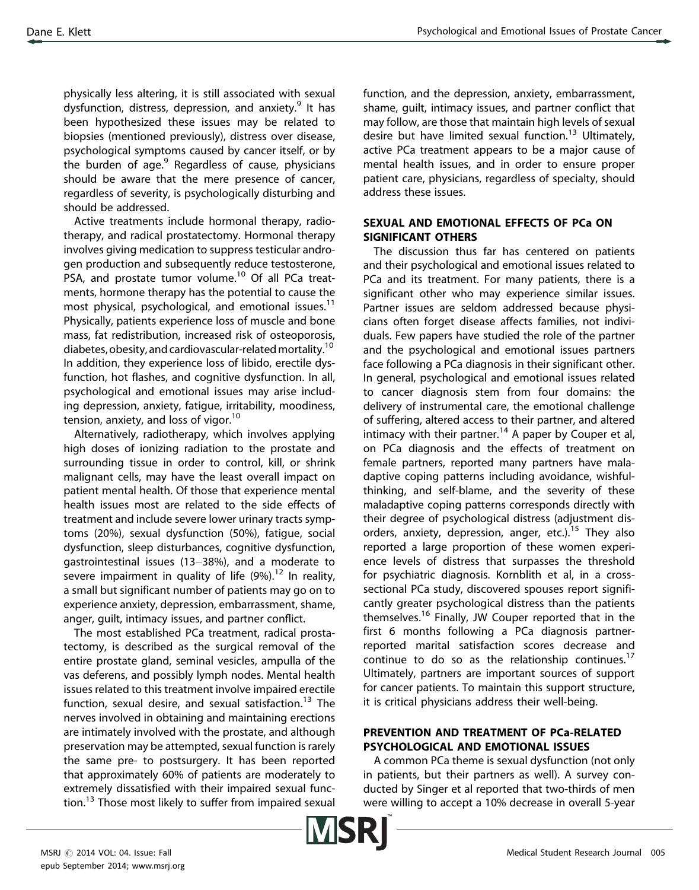physically less altering, it is still associated with sexual dysfunction, distress, depression, and anxiety.[9] It has been hypothesized these issues may be related to biopsies (mentioned previously), distress over disease, psychological symptoms caused by cancer itself, or by the burden of age.[9] Regardless of cause, physicians should be aware that the mere presence of cancer, regardless of severity, is psychologically disturbing and should be addressed.

Active treatments include hormonal therapy, radiotherapy, and radical prostatectomy. Hormonal therapy involves giving medication to suppress testicular androgen production and subsequently reduce testosterone, PSA, and prostate tumor volume.[10] Of all PCa treatments, hormone therapy has the potential to cause the most physical, psychological, and emotional issues.[11] Physically, patients experience loss of muscle and bone mass, fat redistribution, increased risk of osteoporosis, diabetes, obesity, and cardiovascular-related mortality.[10] In addition, they experience loss of libido, erectile dysfunction, hot flashes, and cognitive dysfunction. In all, psychological and emotional issues may arise including depression, anxiety, fatigue, irritability, moodiness, tension, anxiety, and loss of vigor.[10]

Alternatively, radiotherapy, which involves applying high doses of ionizing radiation to the prostate and surrounding tissue in order to control, kill, or shrink malignant cells, may have the least overall impact on patient mental health. Of those that experience mental health issues most are related to the side effects of treatment and include severe lower urinary tracts symptoms (20%), sexual dysfunction (50%), fatigue, social dysfunction, sleep disturbances, cognitive dysfunction, gastrointestinal issues (13–38%), and a moderate to severe impairment in quality of life (9%).[12] In reality, a small but significant number of patients may go on to experience anxiety, depression, embarrassment, shame, anger, guilt, intimacy issues, and partner conflict.

The most established PCa treatment, radical prostatectomy, is described as the surgical removal of the entire prostate gland, seminal vesicles, ampulla of the vas deferens, and possibly lymph nodes. Mental health issues related to this treatment involve impaired erectile function, sexual desire, and sexual satisfaction.[13] The nerves involved in obtaining and maintaining erections are intimately involved with the prostate, and although preservation may be attempted, sexual function is rarely the same pre- to postsurgery. It has been reported that approximately 60% of patients are moderately to extremely dissatisfied with their impaired sexual function.[13] Those most likely to suffer from impaired sexual function, and the depression, anxiety, embarrassment, shame, guilt, intimacy issues, and partner conflict that may follow, are those that maintain high levels of sexual desire but have limited sexual function.[13] Ultimately, active PCa treatment appears to be a major cause of mental health issues, and in order to ensure proper patient care, physicians, regardless of specialty, should address these issues.

## SEXUAL AND EMOTIONAL EFFECTS OF PCa ON SIGNIFICANT OTHERS

The discussion thus far has centered on patients and their psychological and emotional issues related to PCa and its treatment. For many patients, there is a significant other who may experience similar issues. Partner issues are seldom addressed because physicians often forget disease affects families, not individuals. Few papers have studied the role of the partner and the psychological and emotional issues partners face following a PCa diagnosis in their significant other. In general, psychological and emotional issues related to cancer diagnosis stem from four domains: the delivery of instrumental care, the emotional challenge of suffering, altered access to their partner, and altered intimacy with their partner.[14] A paper by Couper et al, on PCa diagnosis and the effects of treatment on female partners, reported many partners have maladaptive coping patterns including avoidance, wishful-thinking, and self-blame, and the severity of these maladaptive coping patterns corresponds directly with their degree of psychological distress (adjustment disorders, anxiety, depression, anger, etc.).[15] They also reported a large proportion of these women experience levels of distress that surpasses the threshold for psychiatric diagnosis. Kornblith et al, in a cross-sectional PCa study, discovered spouses report significantly greater psychological distress than the patients themselves.[16] Finally, JW Couper reported that in the first 6 months following a PCa diagnosis partner-reported marital satisfaction scores decrease and continue to do so as the relationship continues.[17] Ultimately, partners are important sources of support for cancer patients. To maintain this support structure, it is critical physicians address their well-being.

## PREVENTION AND TREATMENT OF PCa-RELATED PSYCHOLOGICAL AND EMOTIONAL ISSUES

A common PCa theme is sexual dysfunction (not only in patients, but their partners as well). A survey conducted by Singer et al reported that two-thirds of men were willing to accept a 10% decrease in overall 5-year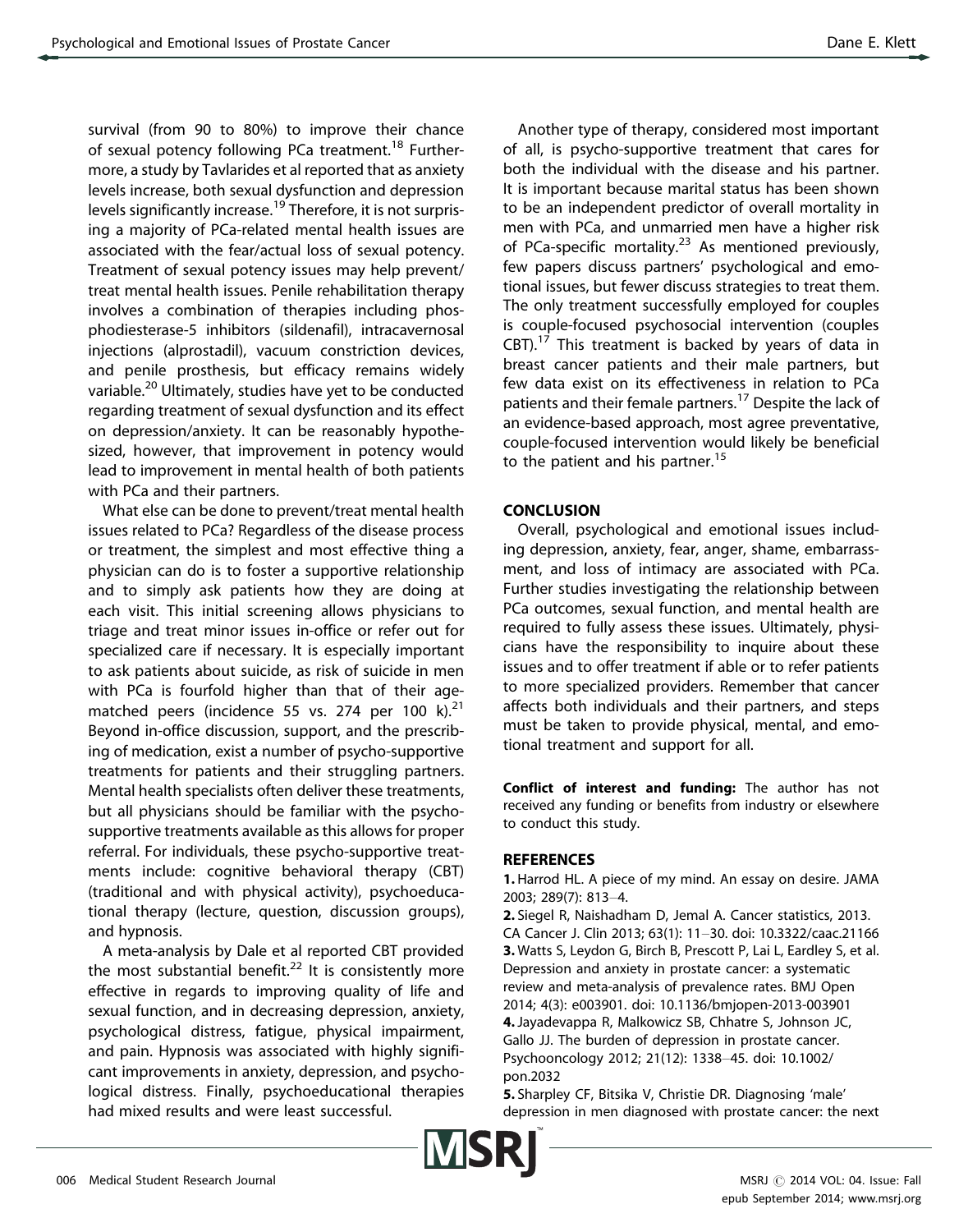survival (from 90 to 80%) to improve their chance of sexual potency following PCa treatment.[18] Furthermore, a study by Tavlarides et al reported that as anxiety levels increase, both sexual dysfunction and depression levels significantly increase.[19] Therefore, it is not surprising a majority of PCa-related mental health issues are associated with the fear/actual loss of sexual potency. Treatment of sexual potency issues may help prevent/treat mental health issues. Penile rehabilitation therapy involves a combination of therapies including phosphodiesterase-5 inhibitors (sildenafil), intracavernosal injections (alprostadil), vacuum constriction devices, and penile prosthesis, but efficacy remains widely variable.[20] Ultimately, studies have yet to be conducted regarding treatment of sexual dysfunction and its effect on depression/anxiety. It can be reasonably hypothesized, however, that improvement in potency would lead to improvement in mental health of both patients with PCa and their partners.

What else can be done to prevent/treat mental health issues related to PCa? Regardless of the disease process or treatment, the simplest and most effective thing a physician can do is to foster a supportive relationship and to simply ask patients how they are doing at each visit. This initial screening allows physicians to triage and treat minor issues in-office or refer out for specialized care if necessary. It is especially important to ask patients about suicide, as risk of suicide in men with PCa is fourfold higher than that of their age-matched peers (incidence 55 vs. 274 per 100 k).[21] Beyond in-office discussion, support, and the prescribing of medication, exist a number of psycho-supportive treatments for patients and their struggling partners. Mental health specialists often deliver these treatments, but all physicians should be familiar with the psycho-supportive treatments available as this allows for proper referral. For individuals, these psycho-supportive treatments include: cognitive behavioral therapy (CBT) (traditional and with physical activity), psychoeducational therapy (lecture, question, discussion groups), and hypnosis.

A meta-analysis by Dale et al reported CBT provided the most substantial benefit.[22] It is consistently more effective in regards to improving quality of life and sexual function, and in decreasing depression, anxiety, psychological distress, fatigue, physical impairment, and pain. Hypnosis was associated with highly significant improvements in anxiety, depression, and psychological distress. Finally, psychoeducational therapies had mixed results and were least successful.

Another type of therapy, considered most important of all, is psycho-supportive treatment that cares for both the individual with the disease and his partner. It is important because marital status has been shown to be an independent predictor of overall mortality in men with PCa, and unmarried men have a higher risk of PCa-specific mortality.[23] As mentioned previously, few papers discuss partners' psychological and emotional issues, but fewer discuss strategies to treat them. The only treatment successfully employed for couples is couple-focused psychosocial intervention (couples CBT).[17] This treatment is backed by years of data in breast cancer patients and their male partners, but few data exist on its effectiveness in relation to PCa patients and their female partners.[17] Despite the lack of an evidence-based approach, most agree preventative, couple-focused intervention would likely be beneficial to the patient and his partner.[15]

## CONCLUSION

Overall, psychological and emotional issues including depression, anxiety, fear, anger, shame, embarrassment, and loss of intimacy are associated with PCa. Further studies investigating the relationship between PCa outcomes, sexual function, and mental health are required to fully assess these issues. Ultimately, physicians have the responsibility to inquire about these issues and to offer treatment if able or to refer patients to more specialized providers. Remember that cancer affects both individuals and their partners, and steps must be taken to provide physical, mental, and emotional treatment and support for all.

**Conflict of interest and funding:** The author has not received any funding or benefits from industry or elsewhere to conduct this study.

## REFERENCES

**1.** Harrod HL. A piece of my mind. An essay on desire. JAMA 2003; 289(7): 813–4.

**2.** Siegel R, Naishadham D, Jemal A. Cancer statistics, 2013. CA Cancer J. Clin 2013; 63(1): 11–30. doi: 10.3322/caac.21166

**3.** Watts S, Leydon G, Birch B, Prescott P, Lai L, Eardley S, et al. Depression and anxiety in prostate cancer: a systematic review and meta-analysis of prevalence rates. BMJ Open 2014; 4(3): e003901. doi: 10.1136/bmjopen-2013-003901

**4.** Jayadevappa R, Malkowicz SB, Chhatre S, Johnson JC, Gallo JJ. The burden of depression in prostate cancer. Psychooncology 2012; 21(12): 1338–45. doi: 10.1002/pon.2032

**5.** Sharpley CF, Bitsika V, Christie DR. Diagnosing 'male' depression in men diagnosed with prostate cancer: the next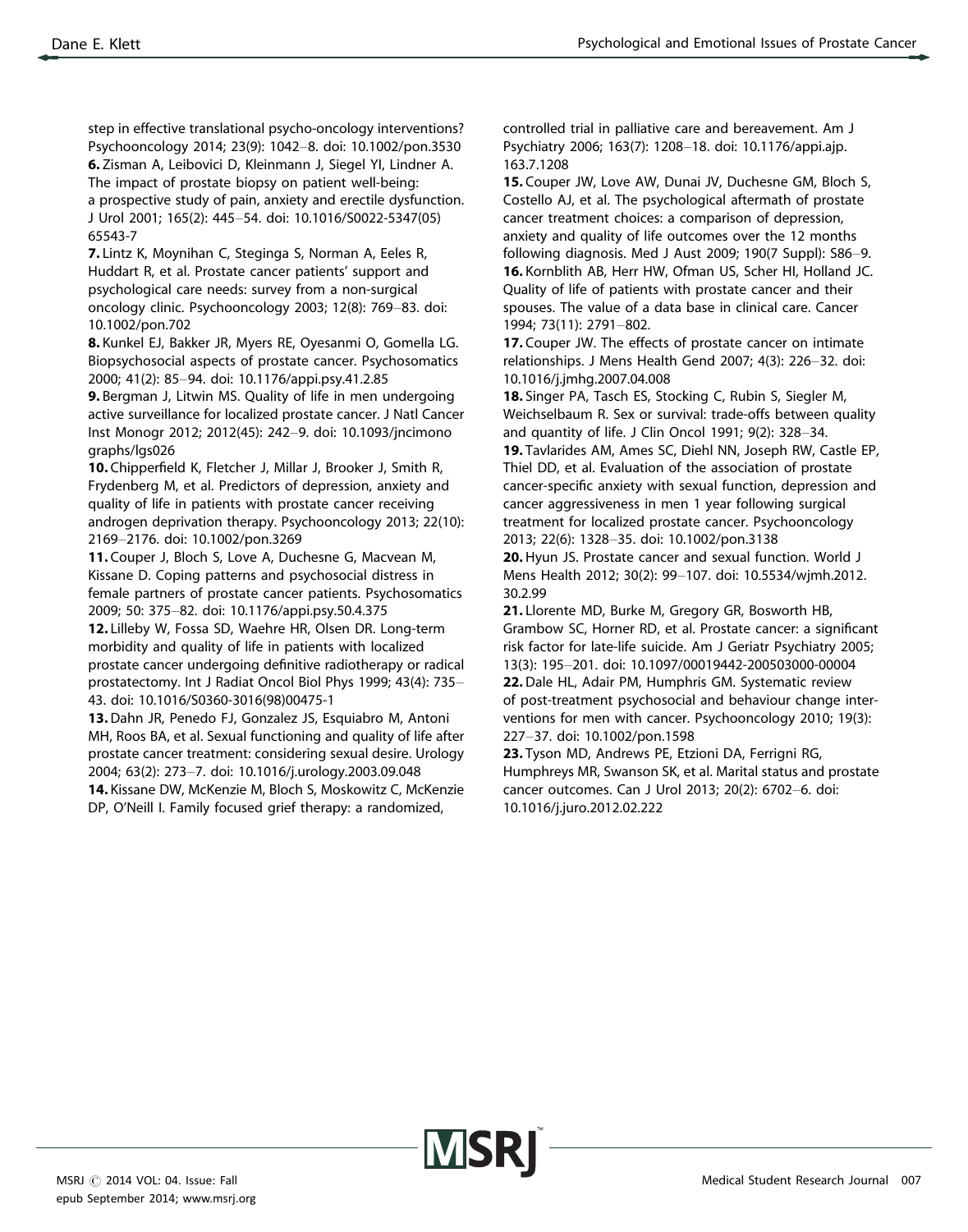step in effective translational psycho-oncology interventions? Psychooncology 2014; 23(9): 1042–8. doi: 10.1002/pon.3530

**6.** Zisman A, Leibovici D, Kleinmann J, Siegel YI, Lindner A. The impact of prostate biopsy on patient well-being: a prospective study of pain, anxiety and erectile dysfunction. J Urol 2001; 165(2): 445–54. doi: 10.1016/S0022-5347(05)65543-7

**7.** Lintz K, Moynihan C, Steginga S, Norman A, Eeles R, Huddart R, et al. Prostate cancer patients' support and psychological care needs: survey from a non-surgical oncology clinic. Psychooncology 2003; 12(8): 769–83. doi: 10.1002/pon.702

**8.** Kunkel EJ, Bakker JR, Myers RE, Oyesanmi O, Gomella LG. Biopsychosocial aspects of prostate cancer. Psychosomatics 2000; 41(2): 85–94. doi: 10.1176/appi.psy.41.2.85

**9.** Bergman J, Litwin MS. Quality of life in men undergoing active surveillance for localized prostate cancer. J Natl Cancer Inst Monogr 2012; 2012(45): 242–9. doi: 10.1093/jncimonographs/lgs026

**10.** Chipperfield K, Fletcher J, Millar J, Brooker J, Smith R, Frydenberg M, et al. Predictors of depression, anxiety and quality of life in patients with prostate cancer receiving androgen deprivation therapy. Psychooncology 2013; 22(10): 2169–2176. doi: 10.1002/pon.3269

**11.** Couper J, Bloch S, Love A, Duchesne G, Macvean M, Kissane D. Coping patterns and psychosocial distress in female partners of prostate cancer patients. Psychosomatics 2009; 50: 375–82. doi: 10.1176/appi.psy.50.4.375

**12.** Lilleby W, Fossa SD, Waehre HR, Olsen DR. Long-term morbidity and quality of life in patients with localized prostate cancer undergoing definitive radiotherapy or radical prostatectomy. Int J Radiat Oncol Biol Phys 1999; 43(4): 735–43. doi: 10.1016/S0360-3016(98)00475-1

**13.** Dahn JR, Penedo FJ, Gonzalez JS, Esquiabro M, Antoni MH, Roos BA, et al. Sexual functioning and quality of life after prostate cancer treatment: considering sexual desire. Urology 2004; 63(2): 273–7. doi: 10.1016/j.urology.2003.09.048

**14.** Kissane DW, McKenzie M, Bloch S, Moskowitz C, McKenzie DP, O'Neill I. Family focused grief therapy: a randomized, controlled trial in palliative care and bereavement. Am J Psychiatry 2006; 163(7): 1208–18. doi: 10.1176/appi.ajp.163.7.1208

**15.** Couper JW, Love AW, Dunai JV, Duchesne GM, Bloch S, Costello AJ, et al. The psychological aftermath of prostate cancer treatment choices: a comparison of depression, anxiety and quality of life outcomes over the 12 months following diagnosis. Med J Aust 2009; 190(7 Suppl): S86–9.

**16.** Kornblith AB, Herr HW, Ofman US, Scher HI, Holland JC. Quality of life of patients with prostate cancer and their spouses. The value of a data base in clinical care. Cancer 1994; 73(11): 2791–802.

**17.** Couper JW. The effects of prostate cancer on intimate relationships. J Mens Health Gend 2007; 4(3): 226–32. doi: 10.1016/j.jmhg.2007.04.008

**18.** Singer PA, Tasch ES, Stocking C, Rubin S, Siegler M, Weichselbaum R. Sex or survival: trade-offs between quality and quantity of life. J Clin Oncol 1991; 9(2): 328–34.

**19.** Tavlarides AM, Ames SC, Diehl NN, Joseph RW, Castle EP, Thiel DD, et al. Evaluation of the association of prostate cancer-specific anxiety with sexual function, depression and cancer aggressiveness in men 1 year following surgical treatment for localized prostate cancer. Psychooncology 2013; 22(6): 1328–35. doi: 10.1002/pon.3138

**20.** Hyun JS. Prostate cancer and sexual function. World J Mens Health 2012; 30(2): 99–107. doi: 10.5534/wjmh.2012.30.2.99

**21.** Llorente MD, Burke M, Gregory GR, Bosworth HB, Grambow SC, Horner RD, et al. Prostate cancer: a significant risk factor for late-life suicide. Am J Geriatr Psychiatry 2005; 13(3): 195–201. doi: 10.1097/00019442-200503000-00004

**22.** Dale HL, Adair PM, Humphris GM. Systematic review of post-treatment psychosocial and behaviour change interventions for men with cancer. Psychooncology 2010; 19(3): 227–37. doi: 10.1002/pon.1598

**23.** Tyson MD, Andrews PE, Etzioni DA, Ferrigni RG, Humphreys MR, Swanson SK, et al. Marital status and prostate cancer outcomes. Can J Urol 2013; 20(2): 6702–6. doi: 10.1016/j.juro.2012.02.222